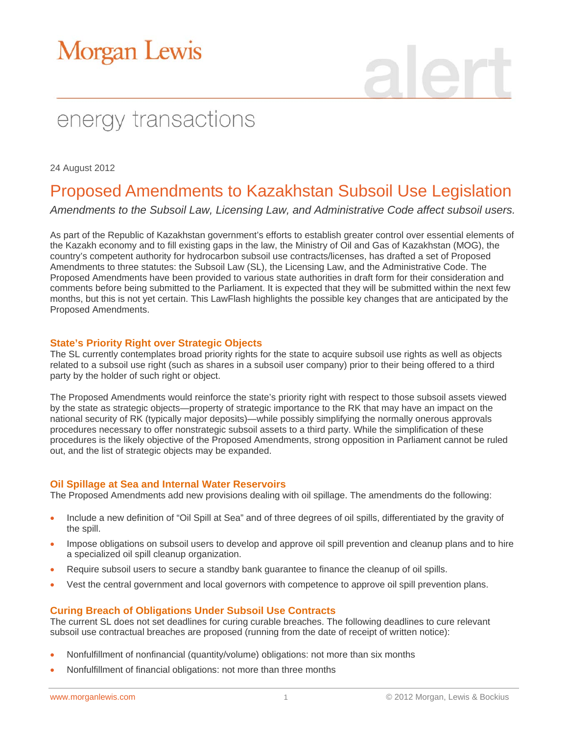# Morgan Lewis

## energy transactions

24 August 2012

# Proposed Amendments to Kazakhstan Subsoil Use Legislation

*Amendments to the Subsoil Law, Licensing Law, and Administrative Code affect subsoil users.*

As part of the Republic of Kazakhstan government's efforts to establish greater control over essential elements of the Kazakh economy and to fill existing gaps in the law, the Ministry of Oil and Gas of Kazakhstan (MOG), the country's competent authority for hydrocarbon subsoil use contracts/licenses, has drafted a set of Proposed Amendments to three statutes: the Subsoil Law (SL), the Licensing Law, and the Administrative Code. The Proposed Amendments have been provided to various state authorities in draft form for their consideration and comments before being submitted to the Parliament. It is expected that they will be submitted within the next few months, but this is not yet certain. This LawFlash highlights the possible key changes that are anticipated by the Proposed Amendments.

### State's Priority Right over Strategic Objects

The SL currently contemplates broad priority rights for the state to acquire subsoil use rights as well as objects related to a subsoil use right (such as shares in a subsoil user company) prior to their being offered to a third party by the holder of such right or object.

The Proposed Amendments would reinforce the state's priority right with respect to those subsoil assets viewed by the state as strategic objects—property of strategic importance to the RK that may have an impact on the national security of RK (typically major deposits)—while possibly simplifying the normally onerous approvals procedures necessary to offer nonstrategic subsoil assets to a third party. While the simplification of these procedures is the likely objective of the Proposed Amendments, strong opposition in Parliament cannot be ruled out, and the list of strategic objects may be expanded.

### Oil Spillage at Sea and Internal Water Reservoirs

The Proposed Amendments add new provisions dealing with oil spillage. The amendments do the following:

- Include a new definition of "Oil Spill at Sea" and of three degrees of oil spills, differentiated by the gravity of the spill.
- Impose obligations on subsoil users to develop and approve oil spill prevention and cleanup plans and to hire a specialized oil spill cleanup organization.
- Require subsoil users to secure a standby bank guarantee to finance the cleanup of oil spills.
- Vest the central government and local governors with competence to approve oil spill prevention plans.

### Curing Breach of Obligations Under Subsoil Use Contracts

The current SL does not set deadlines for curing curable breaches. The following deadlines to cure relevant subsoil use contractual breaches are proposed (running from the date of receipt of written notice):

- Nonfulfillment of nonfinancial (quantity/volume) obligations: not more than six months
- Nonfulfillment of financial obligations: not more than three months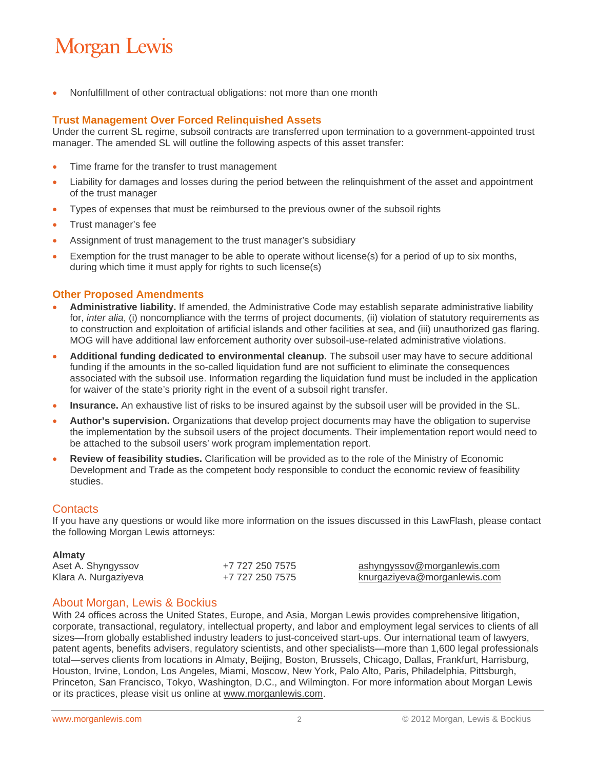- Nonfulfillment of other contractual obligations: not more than one month

### Trust Management Over Forced Relinquished Assets

Under the current SL regime, subsoil contracts are transferred upon termination to a government-appointed trust manager. The amended SL will outline the following aspects of this asset transfer:

- Time frame for the transfer to trust management
- Liability for damages and losses during the period between the relinquishment of the asset and appointment of the trust manager
- Types of expenses that must be reimbursed to the previous owner of the subsoil rights
- Trust manager's fee
- Assignment of trust management to the trust manager's subsidiary
- Exemption for the trust manager to be able to operate without license(s) for a period of up to six months, during which time it must apply for rights to such license(s)

### Other Proposed Amendments

- **Administrative liability.** If amended, the Administrative Code may establish separate administrative liability for, *inter alia*, (i) noncompliance with the terms of project documents, (ii) violation of statutory requirements as to construction and exploitation of artificial islands and other facilities at sea, and (iii) unauthorized gas flaring. MOG will have additional law enforcement authority over subsoil-use-related administrative violations.
- **Additional funding dedicated to environmental cleanup.** The subsoil user may have to secure additional funding if the amounts in the so-called liquidation fund are not sufficient to eliminate the consequences associated with the subsoil use. Information regarding the liquidation fund must be included in the application for waiver of the state's priority right in the event of a subsoil right transfer.
- **Insurance.** An exhaustive list of risks to be insured against by the subsoil user will be provided in the SL.
- **Author's supervision.** Organizations that develop project documents may have the obligation to supervise the implementation by the subsoil users of the project documents. Their implementation report would need to be attached to the subsoil users' work program implementation report.
- **Review of feasibility studies.** Clarification will be provided as to the role of the Ministry of Economic Development and Trade as the competent body responsible to conduct the economic review of feasibility studies.

## Contacts

If you have any questions or would like more information on the issues discussed in this LawFlash, please contact the following Morgan Lewis attorneys:

**Almaty**

| | | |
|---|---|---|
| Aset A. Shyngyssov | +7 727 250 7575 | ashyngyssov@morganlewis.com |
| Klara A. Nurgaziyeva | +7 727 250 7575 | knurgaziyeva@morganlewis.com |

## About Morgan, Lewis & Bockius

With 24 offices across the United States, Europe, and Asia, Morgan Lewis provides comprehensive litigation, corporate, transactional, regulatory, intellectual property, and labor and employment legal services to clients of all sizes—from globally established industry leaders to just-conceived start-ups. Our international team of lawyers, patent agents, benefits advisers, regulatory scientists, and other specialists—more than 1,600 legal professionals total—serves clients from locations in Almaty, Beijing, Boston, Brussels, Chicago, Dallas, Frankfurt, Harrisburg, Houston, Irvine, London, Los Angeles, Miami, Moscow, New York, Palo Alto, Paris, Philadelphia, Pittsburgh, Princeton, San Francisco, Tokyo, Washington, D.C., and Wilmington. For more information about Morgan Lewis or its practices, please visit us online at www.morganlewis.com.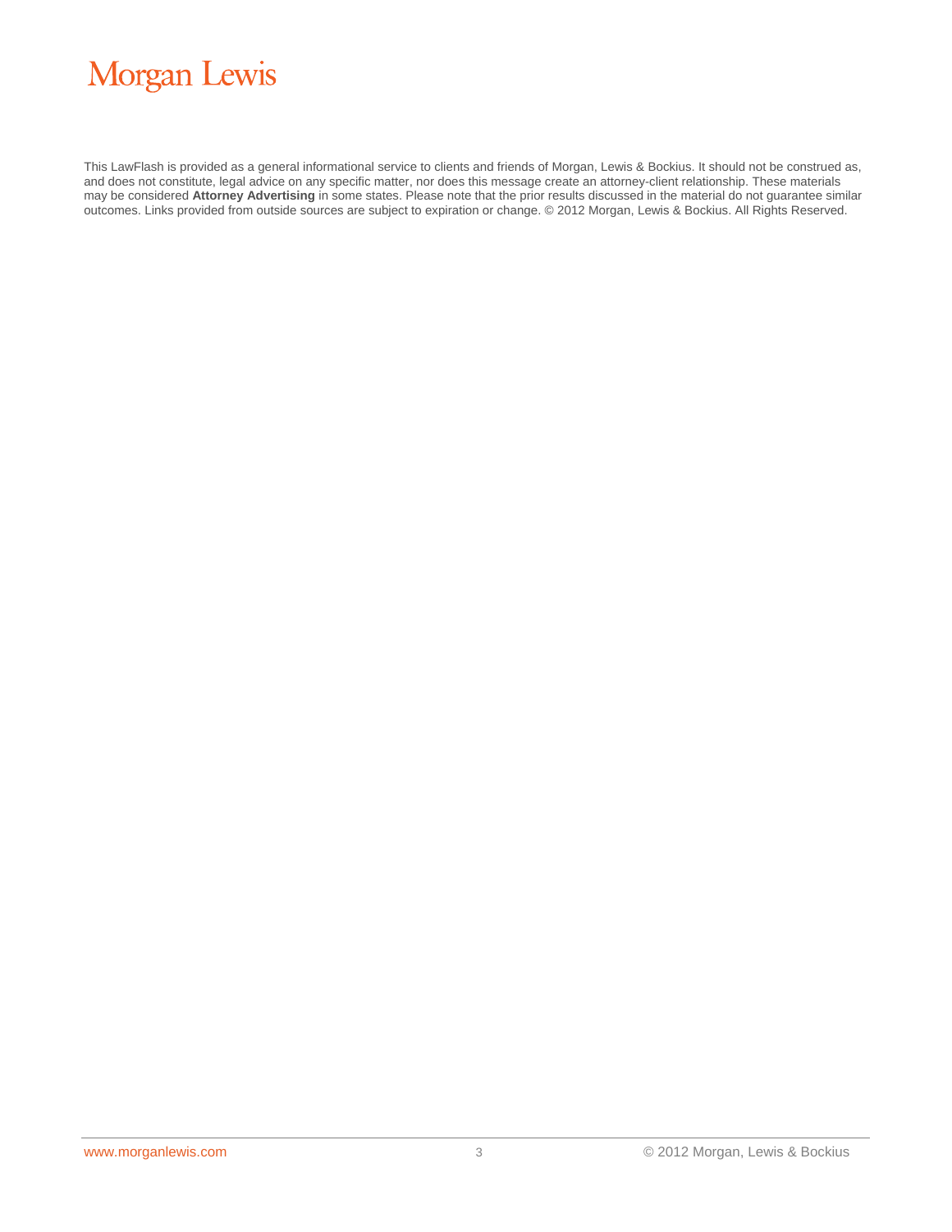Morgan Lewis

This LawFlash is provided as a general informational service to clients and friends of Morgan, Lewis & Bockius. It should not be construed as, and does not constitute, legal advice on any specific matter, nor does this message create an attorney-client relationship. These materials may be considered **Attorney Advertising** in some states. Please note that the prior results discussed in the material do not guarantee similar outcomes. Links provided from outside sources are subject to expiration or change. © 2012 Morgan, Lewis & Bockius. All Rights Reserved.